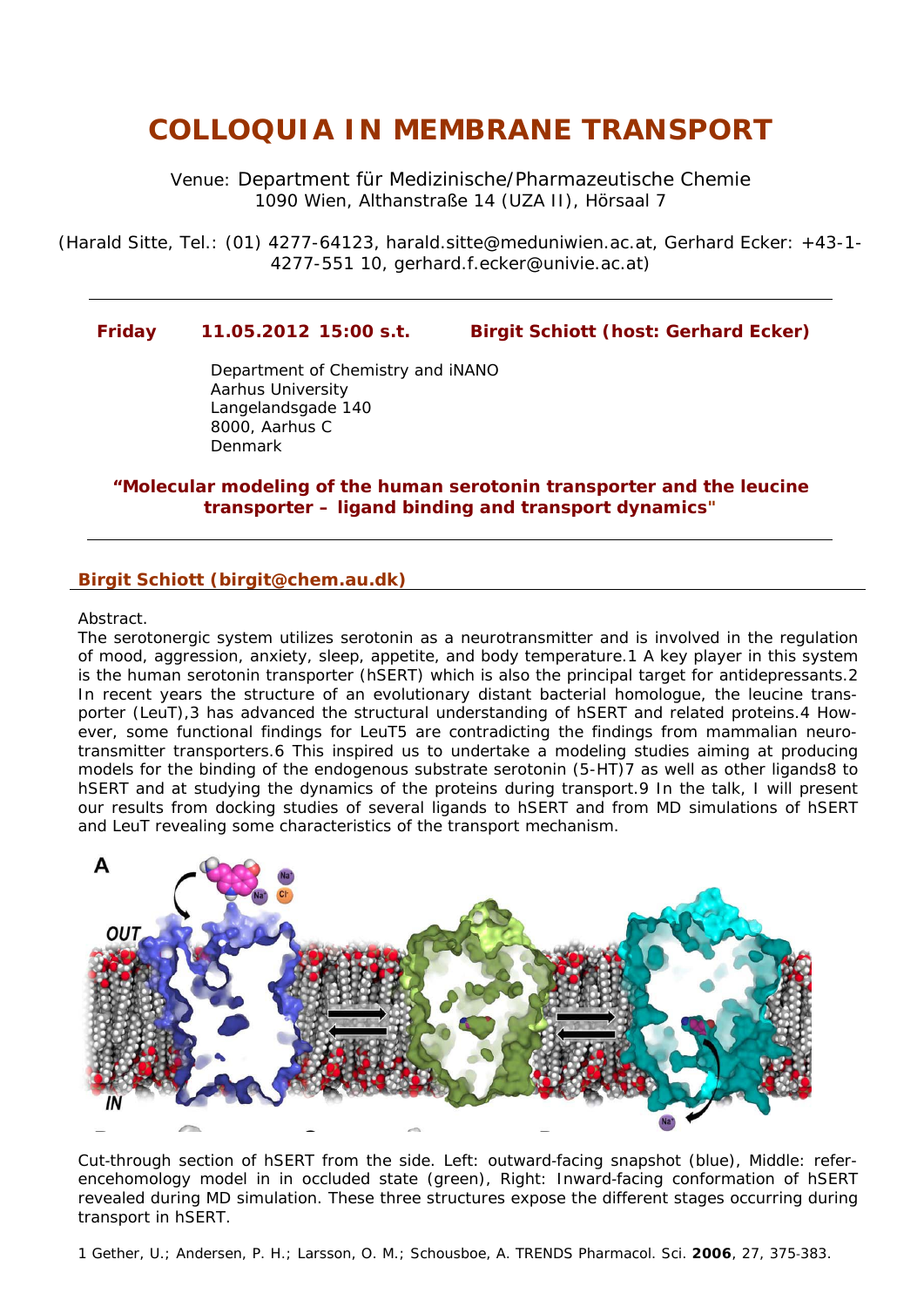# COLLOQUIA IN MEMBRANE TRANSPORT

Venue: Department für Medizinische/Pharmazeutische Chemie
1090 Wien, Althanstraße 14 (UZA II), Hörsaal 7

(Harald Sitte, Tel.: (01) 4277-64123, harald.sitte@meduniwien.ac.at, Gerhard Ecker: +43-1-4277-551 10, gerhard.f.ecker@univie.ac.at)

---

**Friday 11.05.2012 15:00 s.t. Birgit Schiott (host: Gerhard Ecker)**

Department of Chemistry and iNANO
Aarhus University
Langelandsgade 140
8000, Aarhus C
Denmark

**"Molecular modeling of the human serotonin transporter and the leucine transporter – ligand binding and transport dynamics"**

---

## Birgit Schiott (birgit@chem.au.dk)

Abstract.
The serotonergic system utilizes serotonin as a neurotransmitter and is involved in the regulation of mood, aggression, anxiety, sleep, appetite, and body temperature.1 A key player in this system is the human serotonin transporter (hSERT) which is also the principal target for antidepressants.2 In recent years the structure of an evolutionary distant bacterial homologue, the leucine transporter (LeuT),3 has advanced the structural understanding of hSERT and related proteins.4 However, some functional findings for LeuT5 are contradicting the findings from mammalian neurotransmitter transporters.6 This inspired us to undertake a modeling studies aiming at producing models for the binding of the endogenous substrate serotonin (5-HT)7 as well as other ligands8 to hSERT and at studying the dynamics of the proteins during transport.9 In the talk, I will present our results from docking studies of several ligands to hSERT and from MD simulations of hSERT and LeuT revealing some characteristics of the transport mechanism.

Cut-through section of hSERT from the side. Left: outward-facing snapshot (blue), Middle: referencehomology model in in occluded state (green), Right: Inward-facing conformation of hSERT revealed during MD simulation. These three structures expose the different stages occurring during transport in hSERT.

1 Gether, U.; Andersen, P. H.; Larsson, O. M.; Schousboe, A. TRENDS Pharmacol. Sci. **2006**, 27, 375-383.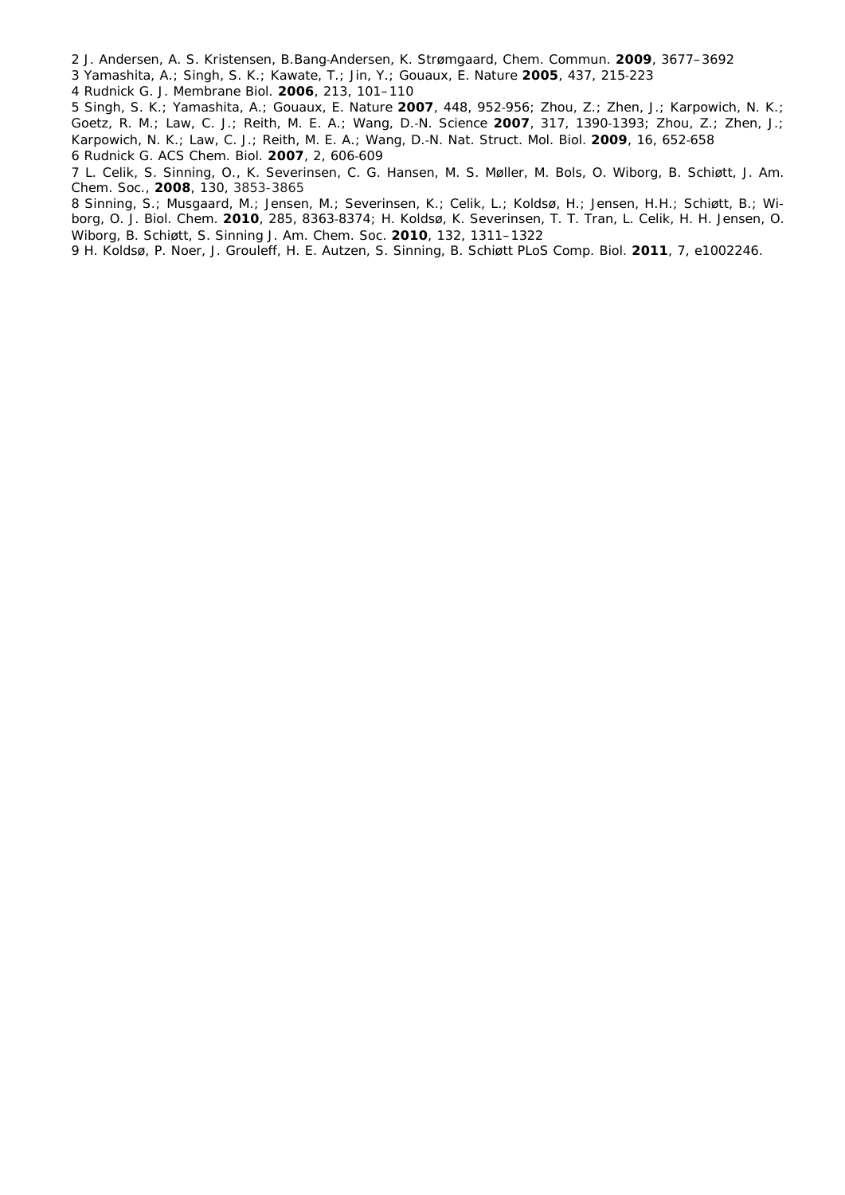2 J. Andersen, A. S. Kristensen, B.Bang-Andersen, K. Strømgaard, Chem. Commun. **2009**, 3677–3692

3 Yamashita, A.; Singh, S. K.; Kawate, T.; Jin, Y.; Gouaux, E. Nature **2005**, 437, 215-223

4 Rudnick G. J. Membrane Biol. **2006**, 213, 101–110

5 Singh, S. K.; Yamashita, A.; Gouaux, E. Nature **2007**, 448, 952-956; Zhou, Z.; Zhen, J.; Karpowich, N. K.; Goetz, R. M.; Law, C. J.; Reith, M. E. A.; Wang, D.-N. Science **2007**, 317, 1390-1393; Zhou, Z.; Zhen, J.; Karpowich, N. K.; Law, C. J.; Reith, M. E. A.; Wang, D.-N. Nat. Struct. Mol. Biol. **2009**, 16, 652-658

6 Rudnick G. ACS Chem. Biol. **2007**, 2, 606-609

7 L. Celik, S. Sinning, O., K. Severinsen, C. G. Hansen, M. S. Møller, M. Bols, O. Wiborg, B. Schiøtt, J. Am. Chem. Soc., **2008**, 130, 3853-3865

8 Sinning, S.; Musgaard, M.; Jensen, M.; Severinsen, K.; Celik, L.; Koldsø, H.; Jensen, H.H.; Schiøtt, B.; Wiborg, O. J. Biol. Chem. **2010**, 285, 8363-8374; H. Koldsø, K. Severinsen, T. T. Tran, L. Celik, H. H. Jensen, O. Wiborg, B. Schiøtt, S. Sinning J. Am. Chem. Soc. **2010**, 132, 1311–1322

9 H. Koldsø, P. Noer, J. Grouleff, H. E. Autzen, S. Sinning, B. Schiøtt PLoS Comp. Biol. **2011**, 7, e1002246.